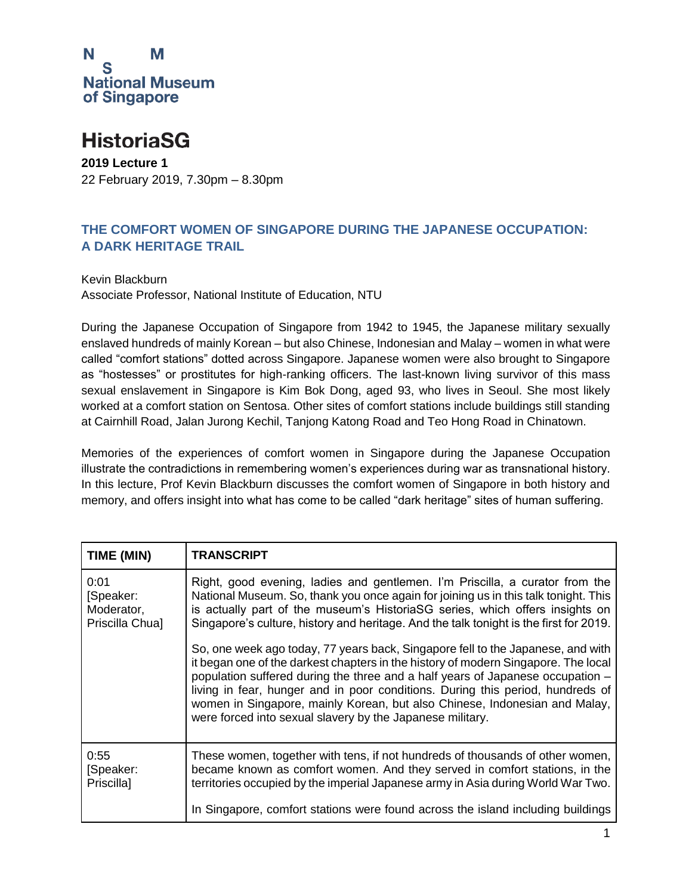N M
S
National Museum
of Singapore

# HistoriaSG

**2019 Lecture 1**
22 February 2019, 7.30pm – 8.30pm

## THE COMFORT WOMEN OF SINGAPORE DURING THE JAPANESE OCCUPATION: A DARK HERITAGE TRAIL

Kevin Blackburn
Associate Professor, National Institute of Education, NTU

During the Japanese Occupation of Singapore from 1942 to 1945, the Japanese military sexually enslaved hundreds of mainly Korean – but also Chinese, Indonesian and Malay – women in what were called "comfort stations" dotted across Singapore. Japanese women were also brought to Singapore as "hostesses" or prostitutes for high-ranking officers. The last-known living survivor of this mass sexual enslavement in Singapore is Kim Bok Dong, aged 93, who lives in Seoul. She most likely worked at a comfort station on Sentosa. Other sites of comfort stations include buildings still standing at Cairnhill Road, Jalan Jurong Kechil, Tanjong Katong Road and Teo Hong Road in Chinatown.

Memories of the experiences of comfort women in Singapore during the Japanese Occupation illustrate the contradictions in remembering women's experiences during war as transnational history. In this lecture, Prof Kevin Blackburn discusses the comfort women of Singapore in both history and memory, and offers insight into what has come to be called "dark heritage" sites of human suffering.

| TIME (MIN) | TRANSCRIPT |
|---|---|
| 0:01 [Speaker: Moderator, Priscilla Chua] | Right, good evening, ladies and gentlemen. I'm Priscilla, a curator from the National Museum. So, thank you once again for joining us in this talk tonight. This is actually part of the museum's HistoriaSG series, which offers insights on Singapore's culture, history and heritage. And the talk tonight is the first for 2019.<br><br>So, one week ago today, 77 years back, Singapore fell to the Japanese, and with it began one of the darkest chapters in the history of modern Singapore. The local population suffered during the three and a half years of Japanese occupation – living in fear, hunger and in poor conditions. During this period, hundreds of women in Singapore, mainly Korean, but also Chinese, Indonesian and Malay, were forced into sexual slavery by the Japanese military. |
| 0:55 [Speaker: Priscilla] | These women, together with tens, if not hundreds of thousands of other women, became known as comfort women. And they served in comfort stations, in the territories occupied by the imperial Japanese army in Asia during World War Two.<br><br>In Singapore, comfort stations were found across the island including buildings |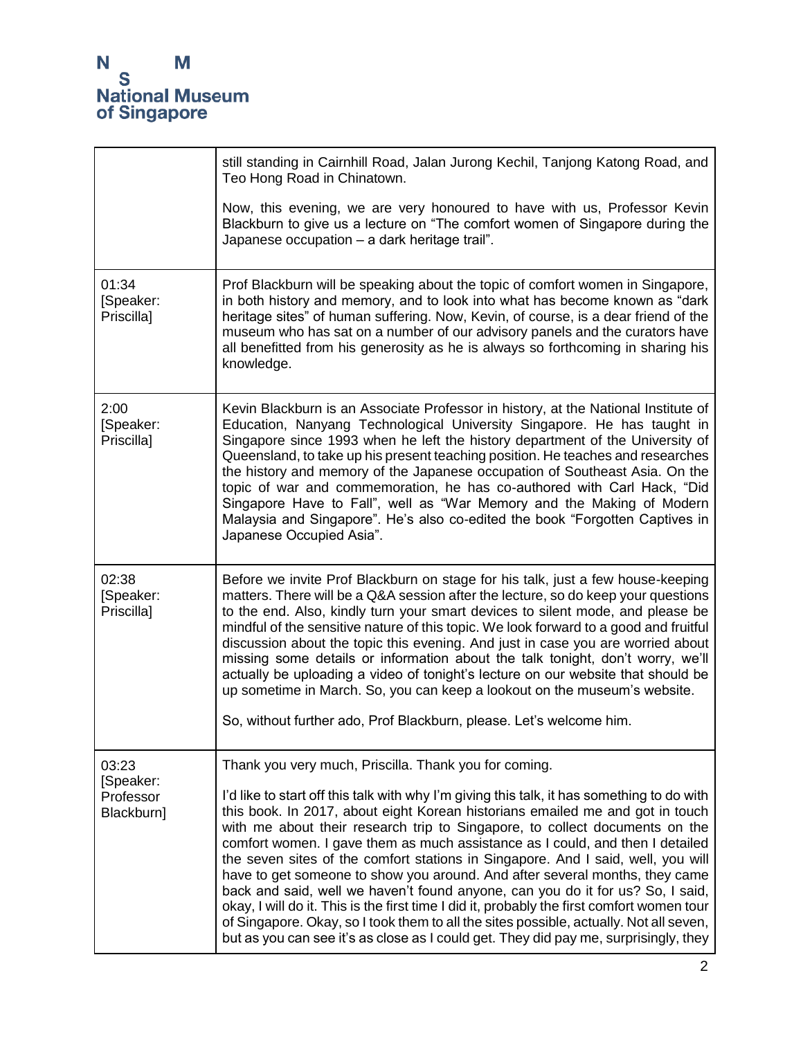| | |
|---|---|
| | still standing in Cairnhill Road, Jalan Jurong Kechil, Tanjong Katong Road, and Teo Hong Road in Chinatown.<br><br>Now, this evening, we are very honoured to have with us, Professor Kevin Blackburn to give us a lecture on "The comfort women of Singapore during the Japanese occupation – a dark heritage trail". |
| 01:34 [Speaker: Priscilla] | Prof Blackburn will be speaking about the topic of comfort women in Singapore, in both history and memory, and to look into what has become known as "dark heritage sites" of human suffering. Now, Kevin, of course, is a dear friend of the museum who has sat on a number of our advisory panels and the curators have all benefitted from his generosity as he is always so forthcoming in sharing his knowledge. |
| 2:00 [Speaker: Priscilla] | Kevin Blackburn is an Associate Professor in history, at the National Institute of Education, Nanyang Technological University Singapore. He has taught in Singapore since 1993 when he left the history department of the University of Queensland, to take up his present teaching position. He teaches and researches the history and memory of the Japanese occupation of Southeast Asia. On the topic of war and commemoration, he has co-authored with Carl Hack, "Did Singapore Have to Fall", well as "War Memory and the Making of Modern Malaysia and Singapore". He's also co-edited the book "Forgotten Captives in Japanese Occupied Asia". |
| 02:38 [Speaker: Priscilla] | Before we invite Prof Blackburn on stage for his talk, just a few house-keeping matters. There will be a Q&A session after the lecture, so do keep your questions to the end. Also, kindly turn your smart devices to silent mode, and please be mindful of the sensitive nature of this topic. We look forward to a good and fruitful discussion about the topic this evening. And just in case you are worried about missing some details or information about the talk tonight, don't worry, we'll actually be uploading a video of tonight's lecture on our website that should be up sometime in March. So, you can keep a lookout on the museum's website.<br><br>So, without further ado, Prof Blackburn, please. Let's welcome him. |
| 03:23 [Speaker: Professor Blackburn] | Thank you very much, Priscilla. Thank you for coming.<br><br>I'd like to start off this talk with why I'm giving this talk, it has something to do with this book. In 2017, about eight Korean historians emailed me and got in touch with me about their research trip to Singapore, to collect documents on the comfort women. I gave them as much assistance as I could, and then I detailed the seven sites of the comfort stations in Singapore. And I said, well, you will have to get someone to show you around. And after several months, they came back and said, well we haven't found anyone, can you do it for us? So, I said, okay, I will do it. This is the first time I did it, probably the first comfort women tour of Singapore. Okay, so I took them to all the sites possible, actually. Not all seven, but as you can see it's as close as I could get. They did pay me, surprisingly, they |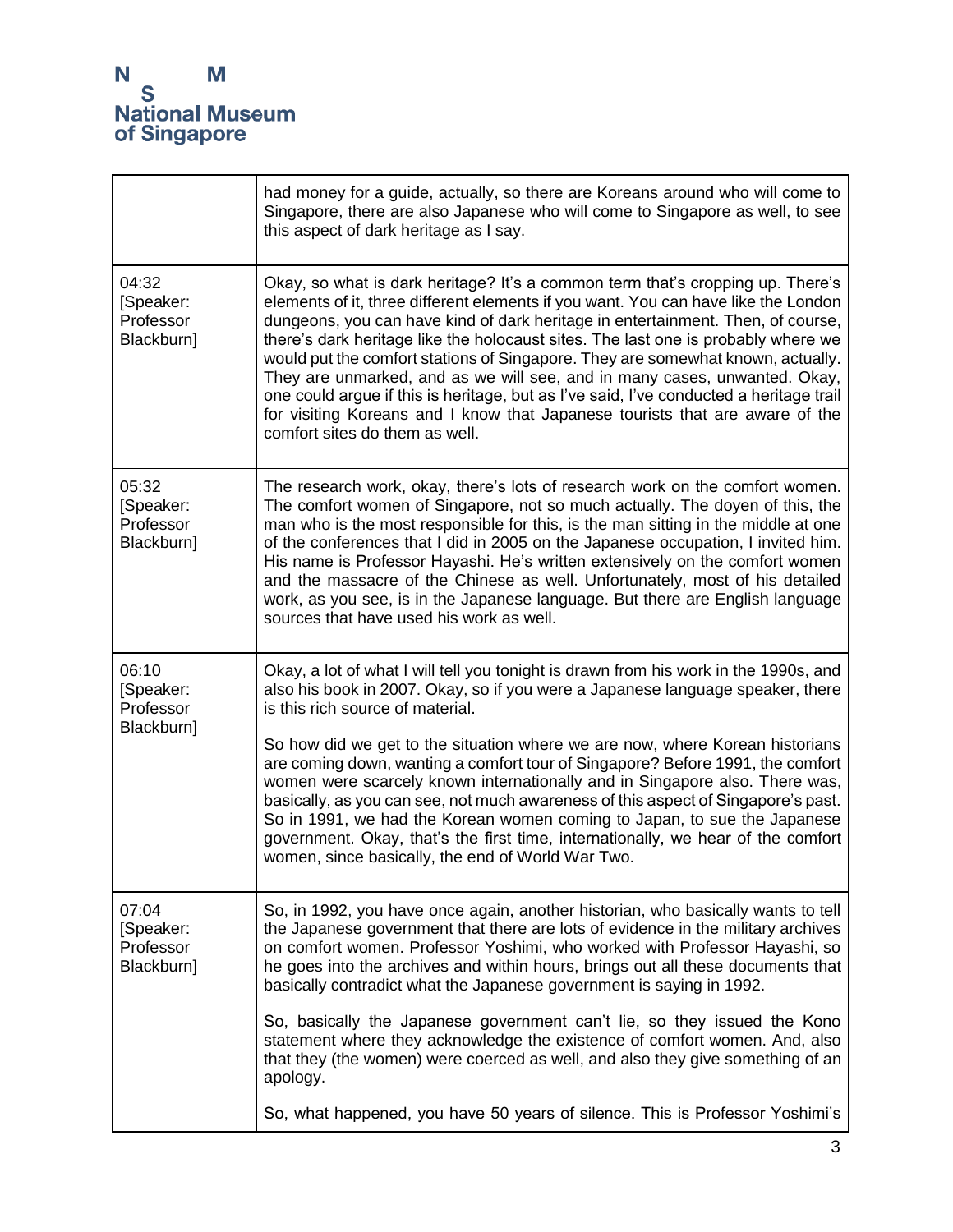| | |
|---|---|
| | had money for a guide, actually, so there are Koreans around who will come to Singapore, there are also Japanese who will come to Singapore as well, to see this aspect of dark heritage as I say. |
| 04:32 [Speaker: Professor Blackburn] | Okay, so what is dark heritage? It's a common term that's cropping up. There's elements of it, three different elements if you want. You can have like the London dungeons, you can have kind of dark heritage in entertainment. Then, of course, there's dark heritage like the holocaust sites. The last one is probably where we would put the comfort stations of Singapore. They are somewhat known, actually. They are unmarked, and as we will see, and in many cases, unwanted. Okay, one could argue if this is heritage, but as I've said, I've conducted a heritage trail for visiting Koreans and I know that Japanese tourists that are aware of the comfort sites do them as well. |
| 05:32 [Speaker: Professor Blackburn] | The research work, okay, there's lots of research work on the comfort women. The comfort women of Singapore, not so much actually. The doyen of this, the man who is the most responsible for this, is the man sitting in the middle at one of the conferences that I did in 2005 on the Japanese occupation, I invited him. His name is Professor Hayashi. He's written extensively on the comfort women and the massacre of the Chinese as well. Unfortunately, most of his detailed work, as you see, is in the Japanese language. But there are English language sources that have used his work as well. |
| 06:10 [Speaker: Professor Blackburn] | Okay, a lot of what I will tell you tonight is drawn from his work in the 1990s, and also his book in 2007. Okay, so if you were a Japanese language speaker, there is this rich source of material.<br><br>So how did we get to the situation where we are now, where Korean historians are coming down, wanting a comfort tour of Singapore? Before 1991, the comfort women were scarcely known internationally and in Singapore also. There was, basically, as you can see, not much awareness of this aspect of Singapore's past. So in 1991, we had the Korean women coming to Japan, to sue the Japanese government. Okay, that's the first time, internationally, we hear of the comfort women, since basically, the end of World War Two. |
| 07:04 [Speaker: Professor Blackburn] | So, in 1992, you have once again, another historian, who basically wants to tell the Japanese government that there are lots of evidence in the military archives on comfort women. Professor Yoshimi, who worked with Professor Hayashi, so he goes into the archives and within hours, brings out all these documents that basically contradict what the Japanese government is saying in 1992.<br><br>So, basically the Japanese government can't lie, so they issued the Kono statement where they acknowledge the existence of comfort women. And, also that they (the women) were coerced as well, and also they give something of an apology.<br><br>So, what happened, you have 50 years of silence. This is Professor Yoshimi's |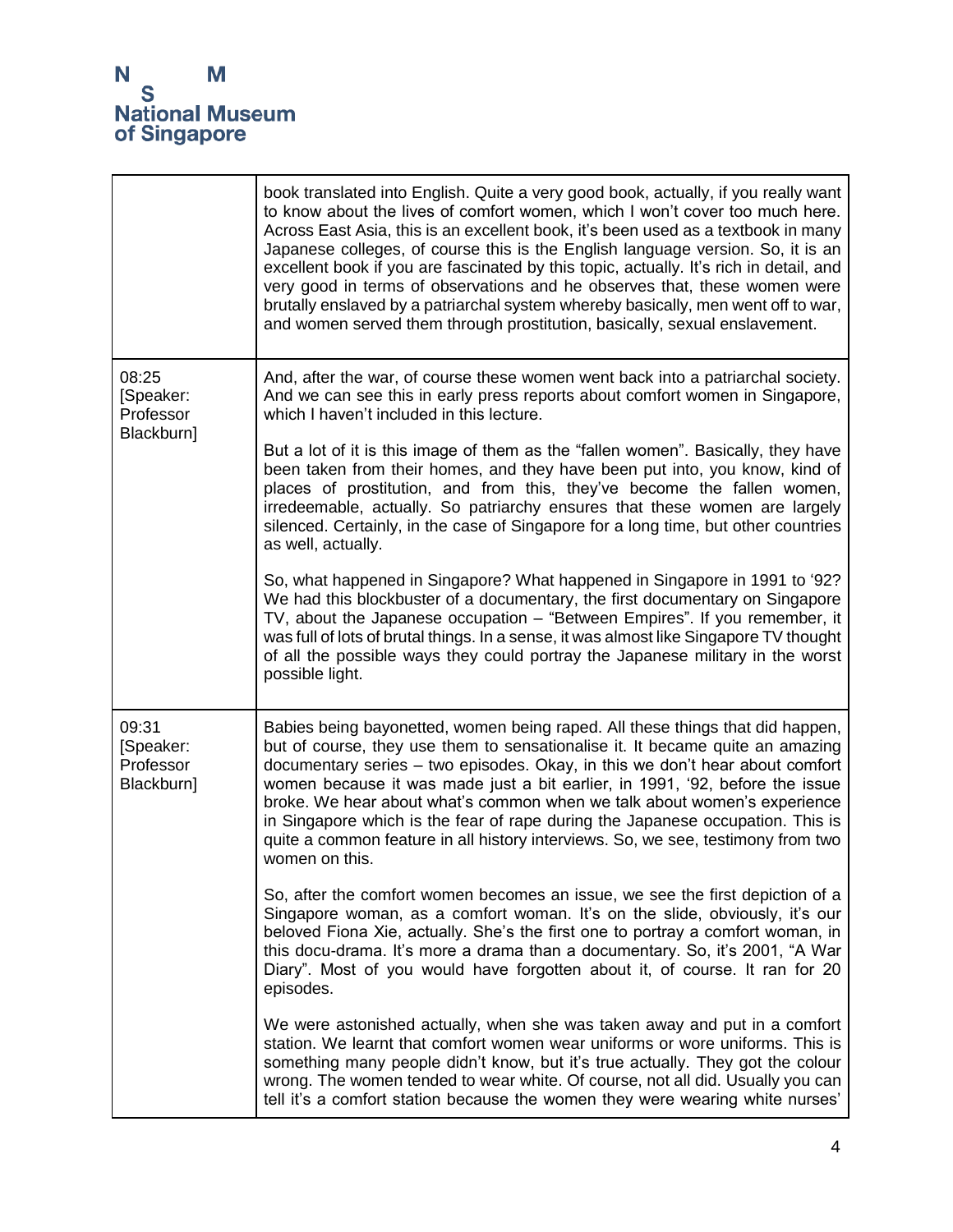| | |
|---|---|
| | book translated into English. Quite a very good book, actually, if you really want to know about the lives of comfort women, which I won't cover too much here. Across East Asia, this is an excellent book, it's been used as a textbook in many Japanese colleges, of course this is the English language version. So, it is an excellent book if you are fascinated by this topic, actually. It's rich in detail, and very good in terms of observations and he observes that, these women were brutally enslaved by a patriarchal system whereby basically, men went off to war, and women served them through prostitution, basically, sexual enslavement. |
| 08:25 [Speaker: Professor Blackburn] | And, after the war, of course these women went back into a patriarchal society. And we can see this in early press reports about comfort women in Singapore, which I haven't included in this lecture.<br><br>But a lot of it is this image of them as the "fallen women". Basically, they have been taken from their homes, and they have been put into, you know, kind of places of prostitution, and from this, they've become the fallen women, irredeemable, actually. So patriarchy ensures that these women are largely silenced. Certainly, in the case of Singapore for a long time, but other countries as well, actually.<br><br>So, what happened in Singapore? What happened in Singapore in 1991 to '92? We had this blockbuster of a documentary, the first documentary on Singapore TV, about the Japanese occupation – "Between Empires". If you remember, it was full of lots of brutal things. In a sense, it was almost like Singapore TV thought of all the possible ways they could portray the Japanese military in the worst possible light. |
| 09:31 [Speaker: Professor Blackburn] | Babies being bayonetted, women being raped. All these things that did happen, but of course, they use them to sensationalise it. It became quite an amazing documentary series – two episodes. Okay, in this we don't hear about comfort women because it was made just a bit earlier, in 1991, '92, before the issue broke. We hear about what's common when we talk about women's experience in Singapore which is the fear of rape during the Japanese occupation. This is quite a common feature in all history interviews. So, we see, testimony from two women on this.<br><br>So, after the comfort women becomes an issue, we see the first depiction of a Singapore woman, as a comfort woman. It's on the slide, obviously, it's our beloved Fiona Xie, actually. She's the first one to portray a comfort woman, in this docu-drama. It's more a drama than a documentary. So, it's 2001, "A War Diary". Most of you would have forgotten about it, of course. It ran for 20 episodes.<br><br>We were astonished actually, when she was taken away and put in a comfort station. We learnt that comfort women wear uniforms or wore uniforms. This is something many people didn't know, but it's true actually. They got the colour wrong. The women tended to wear white. Of course, not all did. Usually you can tell it's a comfort station because the women they were wearing white nurses' |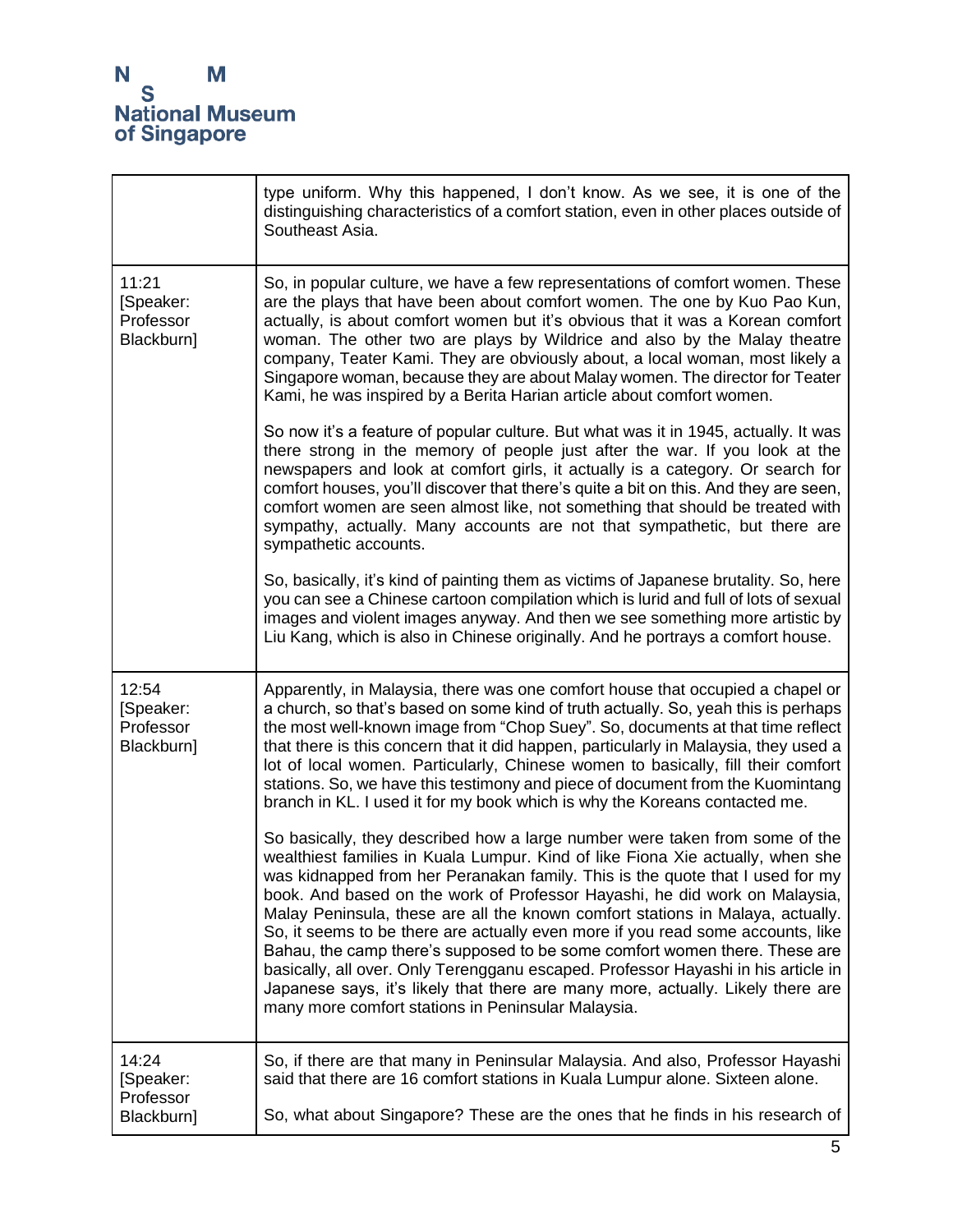| | |
|---|---|
| | type uniform. Why this happened, I don't know. As we see, it is one of the distinguishing characteristics of a comfort station, even in other places outside of Southeast Asia. |
| 11:21 [Speaker: Professor Blackburn] | So, in popular culture, we have a few representations of comfort women. These are the plays that have been about comfort women. The one by Kuo Pao Kun, actually, is about comfort women but it's obvious that it was a Korean comfort woman. The other two are plays by Wildrice and also by the Malay theatre company, Teater Kami. They are obviously about, a local woman, most likely a Singapore woman, because they are about Malay women. The director for Teater Kami, he was inspired by a Berita Harian article about comfort women.<br><br>So now it's a feature of popular culture. But what was it in 1945, actually. It was there strong in the memory of people just after the war. If you look at the newspapers and look at comfort girls, it actually is a category. Or search for comfort houses, you'll discover that there's quite a bit on this. And they are seen, comfort women are seen almost like, not something that should be treated with sympathy, actually. Many accounts are not that sympathetic, but there are sympathetic accounts.<br><br>So, basically, it's kind of painting them as victims of Japanese brutality. So, here you can see a Chinese cartoon compilation which is lurid and full of lots of sexual images and violent images anyway. And then we see something more artistic by Liu Kang, which is also in Chinese originally. And he portrays a comfort house. |
| 12:54 [Speaker: Professor Blackburn] | Apparently, in Malaysia, there was one comfort house that occupied a chapel or a church, so that's based on some kind of truth actually. So, yeah this is perhaps the most well-known image from "Chop Suey". So, documents at that time reflect that there is this concern that it did happen, particularly in Malaysia, they used a lot of local women. Particularly, Chinese women to basically, fill their comfort stations. So, we have this testimony and piece of document from the Kuomintang branch in KL. I used it for my book which is why the Koreans contacted me.<br><br>So basically, they described how a large number were taken from some of the wealthiest families in Kuala Lumpur. Kind of like Fiona Xie actually, when she was kidnapped from her Peranakan family. This is the quote that I used for my book. And based on the work of Professor Hayashi, he did work on Malaysia, Malay Peninsula, these are all the known comfort stations in Malaya, actually. So, it seems to be there are actually even more if you read some accounts, like Bahau, the camp there's supposed to be some comfort women there. These are basically, all over. Only Terengganu escaped. Professor Hayashi in his article in Japanese says, it's likely that there are many more, actually. Likely there are many more comfort stations in Peninsular Malaysia. |
| 14:24 [Speaker: Professor Blackburn] | So, if there are that many in Peninsular Malaysia. And also, Professor Hayashi said that there are 16 comfort stations in Kuala Lumpur alone. Sixteen alone.<br><br>So, what about Singapore? These are the ones that he finds in his research of |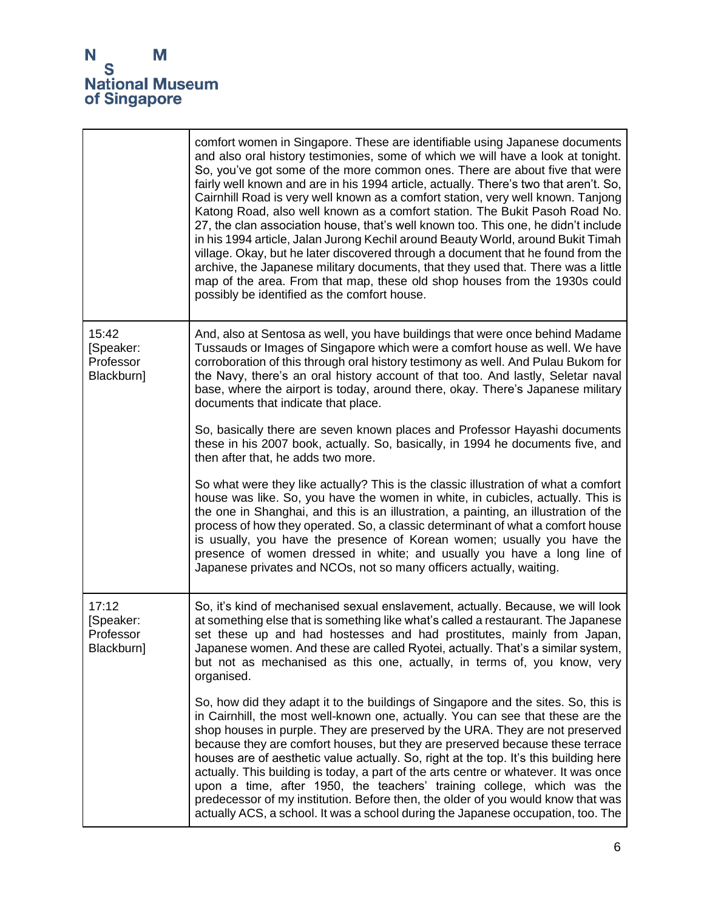| | |
|---|---|
| | comfort women in Singapore. These are identifiable using Japanese documents and also oral history testimonies, some of which we will have a look at tonight. So, you've got some of the more common ones. There are about five that were fairly well known and are in his 1994 article, actually. There's two that aren't. So, Cairnhill Road is very well known as a comfort station, very well known. Tanjong Katong Road, also well known as a comfort station. The Bukit Pasoh Road No. 27, the clan association house, that's well known too. This one, he didn't include in his 1994 article, Jalan Jurong Kechil around Beauty World, around Bukit Timah village. Okay, but he later discovered through a document that he found from the archive, the Japanese military documents, that they used that. There was a little map of the area. From that map, these old shop houses from the 1930s could possibly be identified as the comfort house. |
| 15:42 [Speaker: Professor Blackburn] | And, also at Sentosa as well, you have buildings that were once behind Madame Tussauds or Images of Singapore which were a comfort house as well. We have corroboration of this through oral history testimony as well. And Pulau Bukom for the Navy, there's an oral history account of that too. And lastly, Seletar naval base, where the airport is today, around there, okay. There's Japanese military documents that indicate that place.<br><br>So, basically there are seven known places and Professor Hayashi documents these in his 2007 book, actually. So, basically, in 1994 he documents five, and then after that, he adds two more.<br><br>So what were they like actually? This is the classic illustration of what a comfort house was like. So, you have the women in white, in cubicles, actually. This is the one in Shanghai, and this is an illustration, a painting, an illustration of the process of how they operated. So, a classic determinant of what a comfort house is usually, you have the presence of Korean women; usually you have the presence of women dressed in white; and usually you have a long line of Japanese privates and NCOs, not so many officers actually, waiting. |
| 17:12 [Speaker: Professor Blackburn] | So, it's kind of mechanised sexual enslavement, actually. Because, we will look at something else that is something like what's called a restaurant. The Japanese set these up and had hostesses and had prostitutes, mainly from Japan, Japanese women. And these are called Ryotei, actually. That's a similar system, but not as mechanised as this one, actually, in terms of, you know, very organised.<br><br>So, how did they adapt it to the buildings of Singapore and the sites. So, this is in Cairnhill, the most well-known one, actually. You can see that these are the shop houses in purple. They are preserved by the URA. They are not preserved because they are comfort houses, but they are preserved because these terrace houses are of aesthetic value actually. So, right at the top. It's this building here actually. This building is today, a part of the arts centre or whatever. It was once upon a time, after 1950, the teachers' training college, which was the predecessor of my institution. Before then, the older of you would know that was actually ACS, a school. It was a school during the Japanese occupation, too. The |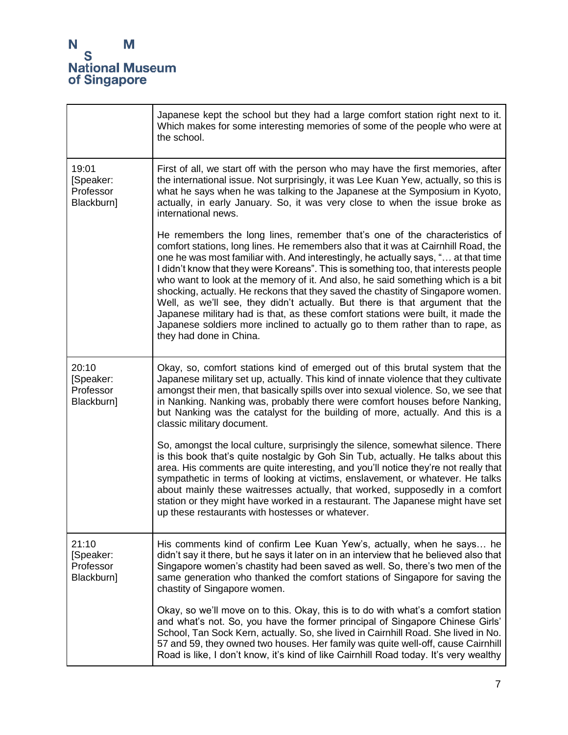| | |
|---|---|
| | Japanese kept the school but they had a large comfort station right next to it. Which makes for some interesting memories of some of the people who were at the school. |
| 19:01 [Speaker: Professor Blackburn] | First of all, we start off with the person who may have the first memories, after the international issue. Not surprisingly, it was Lee Kuan Yew, actually, so this is what he says when he was talking to the Japanese at the Symposium in Kyoto, actually, in early January. So, it was very close to when the issue broke as international news.<br><br>He remembers the long lines, remember that's one of the characteristics of comfort stations, long lines. He remembers also that it was at Cairnhill Road, the one he was most familiar with. And interestingly, he actually says, "… at that time I didn't know that they were Koreans". This is something too, that interests people who want to look at the memory of it. And also, he said something which is a bit shocking, actually. He reckons that they saved the chastity of Singapore women. Well, as we'll see, they didn't actually. But there is that argument that the Japanese military had is that, as these comfort stations were built, it made the Japanese soldiers more inclined to actually go to them rather than to rape, as they had done in China. |
| 20:10 [Speaker: Professor Blackburn] | Okay, so, comfort stations kind of emerged out of this brutal system that the Japanese military set up, actually. This kind of innate violence that they cultivate amongst their men, that basically spills over into sexual violence. So, we see that in Nanking. Nanking was, probably there were comfort houses before Nanking, but Nanking was the catalyst for the building of more, actually. And this is a classic military document.<br><br>So, amongst the local culture, surprisingly the silence, somewhat silence. There is this book that's quite nostalgic by Goh Sin Tub, actually. He talks about this area. His comments are quite interesting, and you'll notice they're not really that sympathetic in terms of looking at victims, enslavement, or whatever. He talks about mainly these waitresses actually, that worked, supposedly in a comfort station or they might have worked in a restaurant. The Japanese might have set up these restaurants with hostesses or whatever. |
| 21:10 [Speaker: Professor Blackburn] | His comments kind of confirm Lee Kuan Yew's, actually, when he says… he didn't say it there, but he says it later on in an interview that he believed also that Singapore women's chastity had been saved as well. So, there's two men of the same generation who thanked the comfort stations of Singapore for saving the chastity of Singapore women.<br><br>Okay, so we'll move on to this. Okay, this is to do with what's a comfort station and what's not. So, you have the former principal of Singapore Chinese Girls' School, Tan Sock Kern, actually. So, she lived in Cairnhill Road. She lived in No. 57 and 59, they owned two houses. Her family was quite well-off, cause Cairnhill Road is like, I don't know, it's kind of like Cairnhill Road today. It's very wealthy |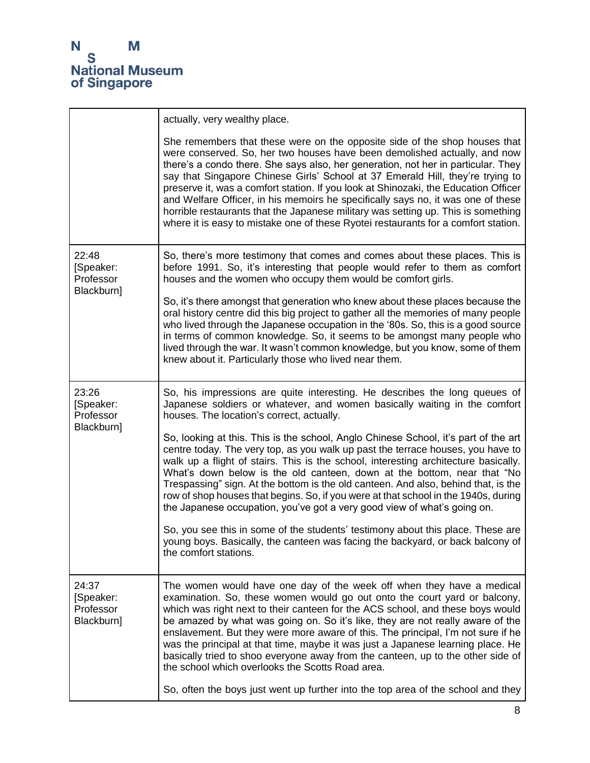| | |
|---|---|
| | actually, very wealthy place.<br><br>She remembers that these were on the opposite side of the shop houses that were conserved. So, her two houses have been demolished actually, and now there's a condo there. She says also, her generation, not her in particular. They say that Singapore Chinese Girls' School at 37 Emerald Hill, they're trying to preserve it, was a comfort station. If you look at Shinozaki, the Education Officer and Welfare Officer, in his memoirs he specifically says no, it was one of these horrible restaurants that the Japanese military was setting up. This is something where it is easy to mistake one of these Ryotei restaurants for a comfort station. |
| 22:48 [Speaker: Professor Blackburn] | So, there's more testimony that comes and comes about these places. This is before 1991. So, it's interesting that people would refer to them as comfort houses and the women who occupy them would be comfort girls.<br><br>So, it's there amongst that generation who knew about these places because the oral history centre did this big project to gather all the memories of many people who lived through the Japanese occupation in the '80s. So, this is a good source in terms of common knowledge. So, it seems to be amongst many people who lived through the war. It wasn't common knowledge, but you know, some of them knew about it. Particularly those who lived near them. |
| 23:26 [Speaker: Professor Blackburn] | So, his impressions are quite interesting. He describes the long queues of Japanese soldiers or whatever, and women basically waiting in the comfort houses. The location's correct, actually.<br><br>So, looking at this. This is the school, Anglo Chinese School, it's part of the art centre today. The very top, as you walk up past the terrace houses, you have to walk up a flight of stairs. This is the school, interesting architecture basically. What's down below is the old canteen, down at the bottom, near that "No Trespassing" sign. At the bottom is the old canteen. And also, behind that, is the row of shop houses that begins. So, if you were at that school in the 1940s, during the Japanese occupation, you've got a very good view of what's going on.<br><br>So, you see this in some of the students' testimony about this place. These are young boys. Basically, the canteen was facing the backyard, or back balcony of the comfort stations. |
| 24:37 [Speaker: Professor Blackburn] | The women would have one day of the week off when they have a medical examination. So, these women would go out onto the court yard or balcony, which was right next to their canteen for the ACS school, and these boys would be amazed by what was going on. So it's like, they are not really aware of the enslavement. But they were more aware of this. The principal, I'm not sure if he was the principal at that time, maybe it was just a Japanese learning place. He basically tried to shoo everyone away from the canteen, up to the other side of the school which overlooks the Scotts Road area.<br><br>So, often the boys just went up further into the top area of the school and they |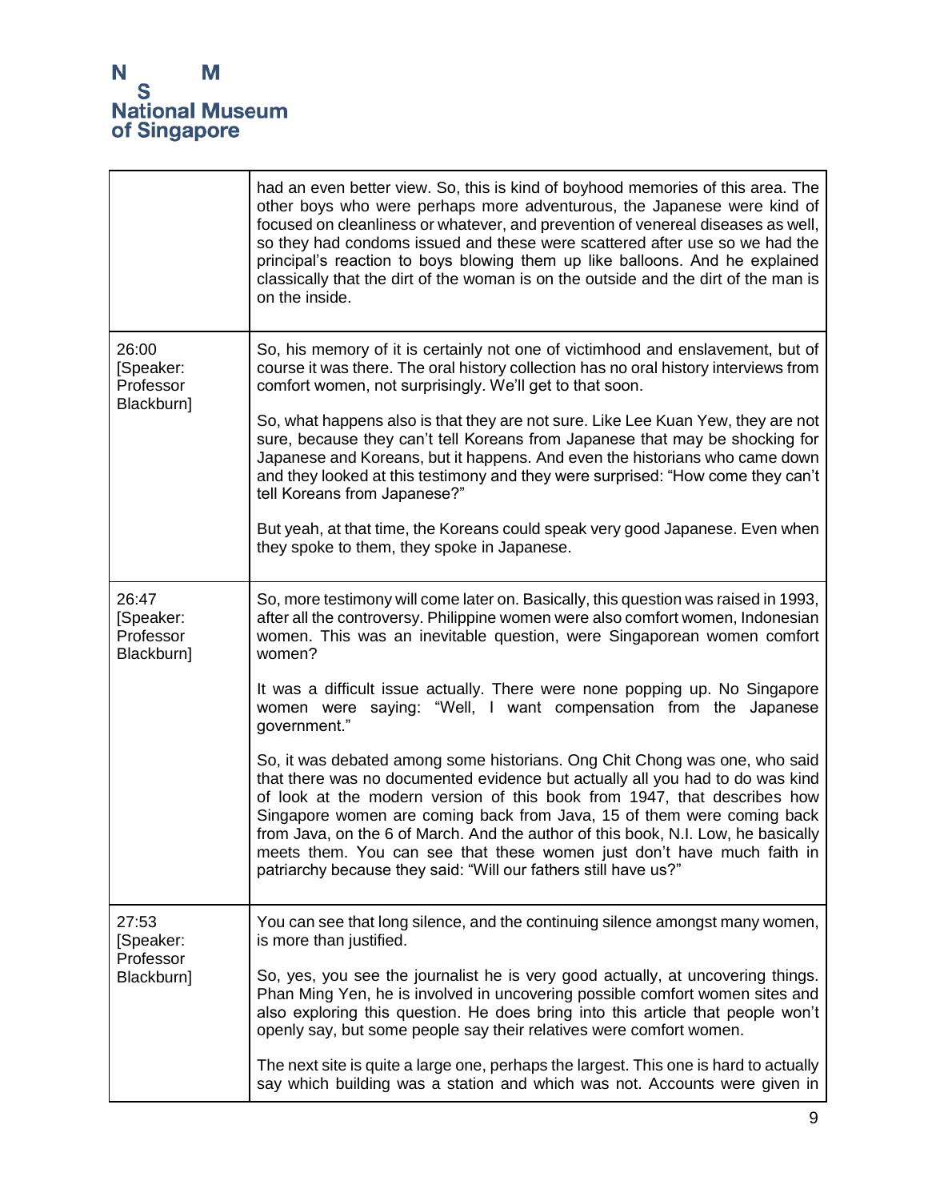| | |
|---|---|
| | had an even better view. So, this is kind of boyhood memories of this area. The other boys who were perhaps more adventurous, the Japanese were kind of focused on cleanliness or whatever, and prevention of venereal diseases as well, so they had condoms issued and these were scattered after use so we had the principal's reaction to boys blowing them up like balloons. And he explained classically that the dirt of the woman is on the outside and the dirt of the man is on the inside. |
| 26:00 [Speaker: Professor Blackburn] | So, his memory of it is certainly not one of victimhood and enslavement, but of course it was there. The oral history collection has no oral history interviews from comfort women, not surprisingly. We'll get to that soon.<br><br>So, what happens also is that they are not sure. Like Lee Kuan Yew, they are not sure, because they can't tell Koreans from Japanese that may be shocking for Japanese and Koreans, but it happens. And even the historians who came down and they looked at this testimony and they were surprised: "How come they can't tell Koreans from Japanese?"<br><br>But yeah, at that time, the Koreans could speak very good Japanese. Even when they spoke to them, they spoke in Japanese. |
| 26:47 [Speaker: Professor Blackburn] | So, more testimony will come later on. Basically, this question was raised in 1993, after all the controversy. Philippine women were also comfort women, Indonesian women. This was an inevitable question, were Singaporean women comfort women?<br><br>It was a difficult issue actually. There were none popping up. No Singapore women were saying: "Well, I want compensation from the Japanese government."<br><br>So, it was debated among some historians. Ong Chit Chong was one, who said that there was no documented evidence but actually all you had to do was kind of look at the modern version of this book from 1947, that describes how Singapore women are coming back from Java, 15 of them were coming back from Java, on the 6 of March. And the author of this book, N.I. Low, he basically meets them. You can see that these women just don't have much faith in patriarchy because they said: "Will our fathers still have us?" |
| 27:53 [Speaker: Professor Blackburn] | You can see that long silence, and the continuing silence amongst many women, is more than justified.<br><br>So, yes, you see the journalist he is very good actually, at uncovering things. Phan Ming Yen, he is involved in uncovering possible comfort women sites and also exploring this question. He does bring into this article that people won't openly say, but some people say their relatives were comfort women.<br><br>The next site is quite a large one, perhaps the largest. This one is hard to actually say which building was a station and which was not. Accounts were given in |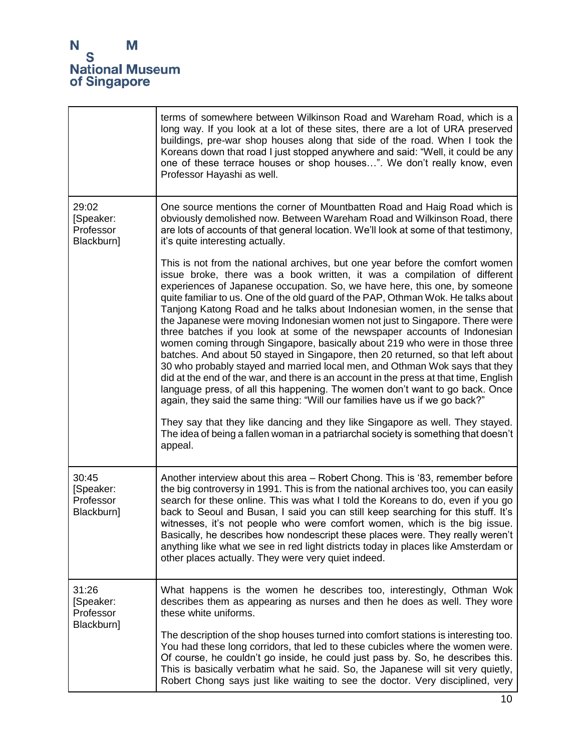| | |
|---|---|
| | terms of somewhere between Wilkinson Road and Wareham Road, which is a long way. If you look at a lot of these sites, there are a lot of URA preserved buildings, pre-war shop houses along that side of the road. When I took the Koreans down that road I just stopped anywhere and said: "Well, it could be any one of these terrace houses or shop houses…". We don't really know, even Professor Hayashi as well. |
| 29:02 [Speaker: Professor Blackburn] | One source mentions the corner of Mountbatten Road and Haig Road which is obviously demolished now. Between Wareham Road and Wilkinson Road, there are lots of accounts of that general location. We'll look at some of that testimony, it's quite interesting actually.<br><br>This is not from the national archives, but one year before the comfort women issue broke, there was a book written, it was a compilation of different experiences of Japanese occupation. So, we have here, this one, by someone quite familiar to us. One of the old guard of the PAP, Othman Wok. He talks about Tanjong Katong Road and he talks about Indonesian women, in the sense that the Japanese were moving Indonesian women not just to Singapore. There were three batches if you look at some of the newspaper accounts of Indonesian women coming through Singapore, basically about 219 who were in those three batches. And about 50 stayed in Singapore, then 20 returned, so that left about 30 who probably stayed and married local men, and Othman Wok says that they did at the end of the war, and there is an account in the press at that time, English language press, of all this happening. The women don't want to go back. Once again, they said the same thing: "Will our families have us if we go back?"<br><br>They say that they like dancing and they like Singapore as well. They stayed. The idea of being a fallen woman in a patriarchal society is something that doesn't appeal. |
| 30:45 [Speaker: Professor Blackburn] | Another interview about this area – Robert Chong. This is '83, remember before the big controversy in 1991. This is from the national archives too, you can easily search for these online. This was what I told the Koreans to do, even if you go back to Seoul and Busan, I said you can still keep searching for this stuff. It's witnesses, it's not people who were comfort women, which is the big issue. Basically, he describes how nondescript these places were. They really weren't anything like what we see in red light districts today in places like Amsterdam or other places actually. They were very quiet indeed. |
| 31:26 [Speaker: Professor Blackburn] | What happens is the women he describes too, interestingly, Othman Wok describes them as appearing as nurses and then he does as well. They wore these white uniforms.<br><br>The description of the shop houses turned into comfort stations is interesting too. You had these long corridors, that led to these cubicles where the women were. Of course, he couldn't go inside, he could just pass by. So, he describes this. This is basically verbatim what he said. So, the Japanese will sit very quietly, Robert Chong says just like waiting to see the doctor. Very disciplined, very |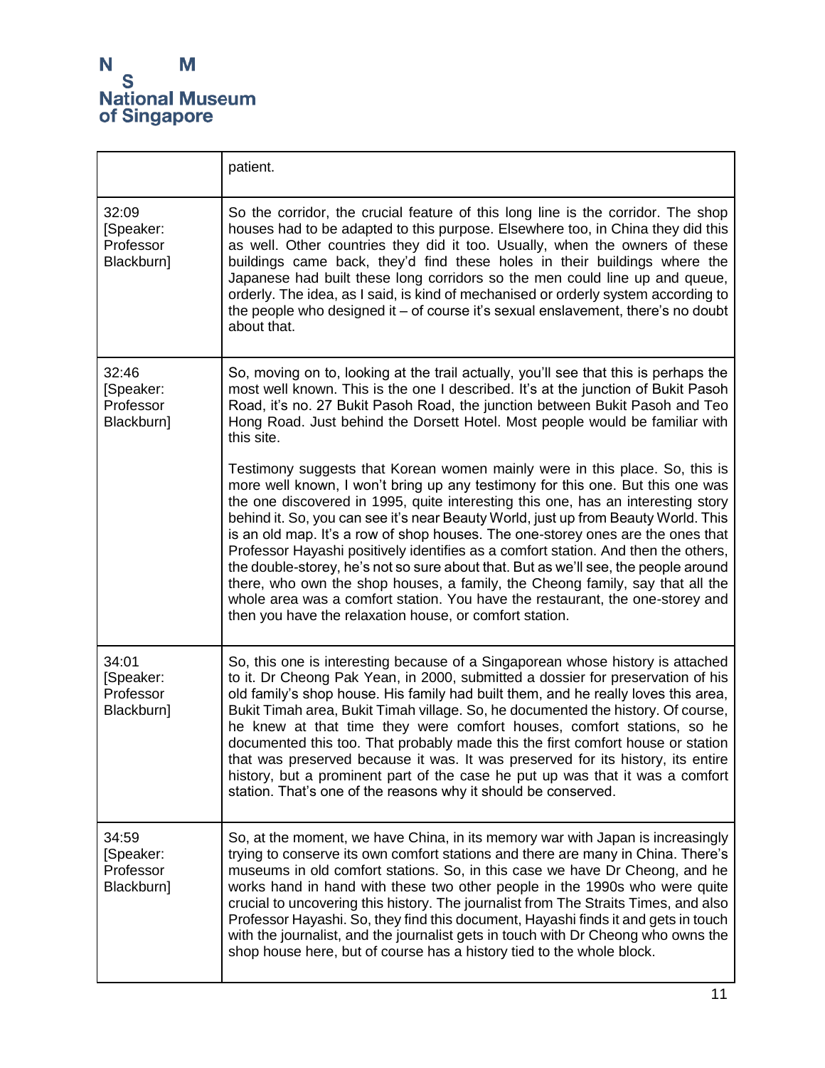| | |
|---|---|
| | patient. |
| 32:09 [Speaker: Professor Blackburn] | So the corridor, the crucial feature of this long line is the corridor. The shop houses had to be adapted to this purpose. Elsewhere too, in China they did this as well. Other countries they did it too. Usually, when the owners of these buildings came back, they'd find these holes in their buildings where the Japanese had built these long corridors so the men could line up and queue, orderly. The idea, as I said, is kind of mechanised or orderly system according to the people who designed it – of course it's sexual enslavement, there's no doubt about that. |
| 32:46 [Speaker: Professor Blackburn] | So, moving on to, looking at the trail actually, you'll see that this is perhaps the most well known. This is the one I described. It's at the junction of Bukit Pasoh Road, it's no. 27 Bukit Pasoh Road, the junction between Bukit Pasoh and Teo Hong Road. Just behind the Dorsett Hotel. Most people would be familiar with this site.<br><br>Testimony suggests that Korean women mainly were in this place. So, this is more well known, I won't bring up any testimony for this one. But this one was the one discovered in 1995, quite interesting this one, has an interesting story behind it. So, you can see it's near Beauty World, just up from Beauty World. This is an old map. It's a row of shop houses. The one-storey ones are the ones that Professor Hayashi positively identifies as a comfort station. And then the others, the double-storey, he's not so sure about that. But as we'll see, the people around there, who own the shop houses, a family, the Cheong family, say that all the whole area was a comfort station. You have the restaurant, the one-storey and then you have the relaxation house, or comfort station. |
| 34:01 [Speaker: Professor Blackburn] | So, this one is interesting because of a Singaporean whose history is attached to it. Dr Cheong Pak Yean, in 2000, submitted a dossier for preservation of his old family's shop house. His family had built them, and he really loves this area, Bukit Timah area, Bukit Timah village. So, he documented the history. Of course, he knew at that time they were comfort houses, comfort stations, so he documented this too. That probably made this the first comfort house or station that was preserved because it was. It was preserved for its history, its entire history, but a prominent part of the case he put up was that it was a comfort station. That's one of the reasons why it should be conserved. |
| 34:59 [Speaker: Professor Blackburn] | So, at the moment, we have China, in its memory war with Japan is increasingly trying to conserve its own comfort stations and there are many in China. There's museums in old comfort stations. So, in this case we have Dr Cheong, and he works hand in hand with these two other people in the 1990s who were quite crucial to uncovering this history. The journalist from The Straits Times, and also Professor Hayashi. So, they find this document, Hayashi finds it and gets in touch with the journalist, and the journalist gets in touch with Dr Cheong who owns the shop house here, but of course has a history tied to the whole block. |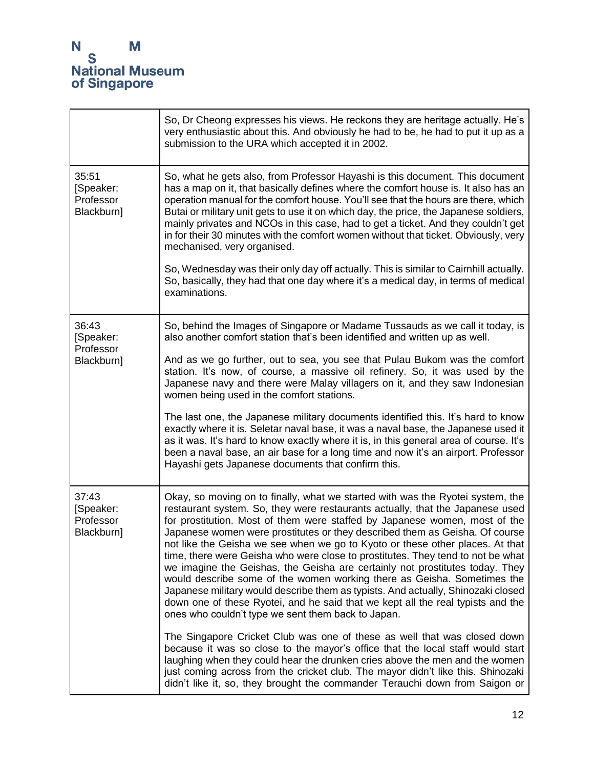| | |
|---|---|
| | So, Dr Cheong expresses his views. He reckons they are heritage actually. He's very enthusiastic about this. And obviously he had to be, he had to put it up as a submission to the URA which accepted it in 2002. |
| 35:51 [Speaker: Professor Blackburn] | So, what he gets also, from Professor Hayashi is this document. This document has a map on it, that basically defines where the comfort house is. It also has an operation manual for the comfort house. You'll see that the hours are there, which Butai or military unit gets to use it on which day, the price, the Japanese soldiers, mainly privates and NCOs in this case, had to get a ticket. And they couldn't get in for their 30 minutes with the comfort women without that ticket. Obviously, very mechanised, very organised.<br><br>So, Wednesday was their only day off actually. This is similar to Cairnhill actually. So, basically, they had that one day where it's a medical day, in terms of medical examinations. |
| 36:43 [Speaker: Professor Blackburn] | So, behind the Images of Singapore or Madame Tussauds as we call it today, is also another comfort station that's been identified and written up as well.<br><br>And as we go further, out to sea, you see that Pulau Bukom was the comfort station. It's now, of course, a massive oil refinery. So, it was used by the Japanese navy and there were Malay villagers on it, and they saw Indonesian women being used in the comfort stations.<br><br>The last one, the Japanese military documents identified this. It's hard to know exactly where it is. Seletar naval base, it was a naval base, the Japanese used it as it was. It's hard to know exactly where it is, in this general area of course. It's been a naval base, an air base for a long time and now it's an airport. Professor Hayashi gets Japanese documents that confirm this. |
| 37:43 [Speaker: Professor Blackburn] | Okay, so moving on to finally, what we started with was the Ryotei system, the restaurant system. So, they were restaurants actually, that the Japanese used for prostitution. Most of them were staffed by Japanese women, most of the Japanese women were prostitutes or they described them as Geisha. Of course not like the Geisha we see when we go to Kyoto or these other places. At that time, there were Geisha who were close to prostitutes. They tend to not be what we imagine the Geishas, the Geisha are certainly not prostitutes today. They would describe some of the women working there as Geisha. Sometimes the Japanese military would describe them as typists. And actually, Shinozaki closed down one of these Ryotei, and he said that we kept all the real typists and the ones who couldn't type we sent them back to Japan.<br><br>The Singapore Cricket Club was one of these as well that was closed down because it was so close to the mayor's office that the local staff would start laughing when they could hear the drunken cries above the men and the women just coming across from the cricket club. The mayor didn't like this. Shinozaki didn't like it, so, they brought the commander Terauchi down from Saigon or |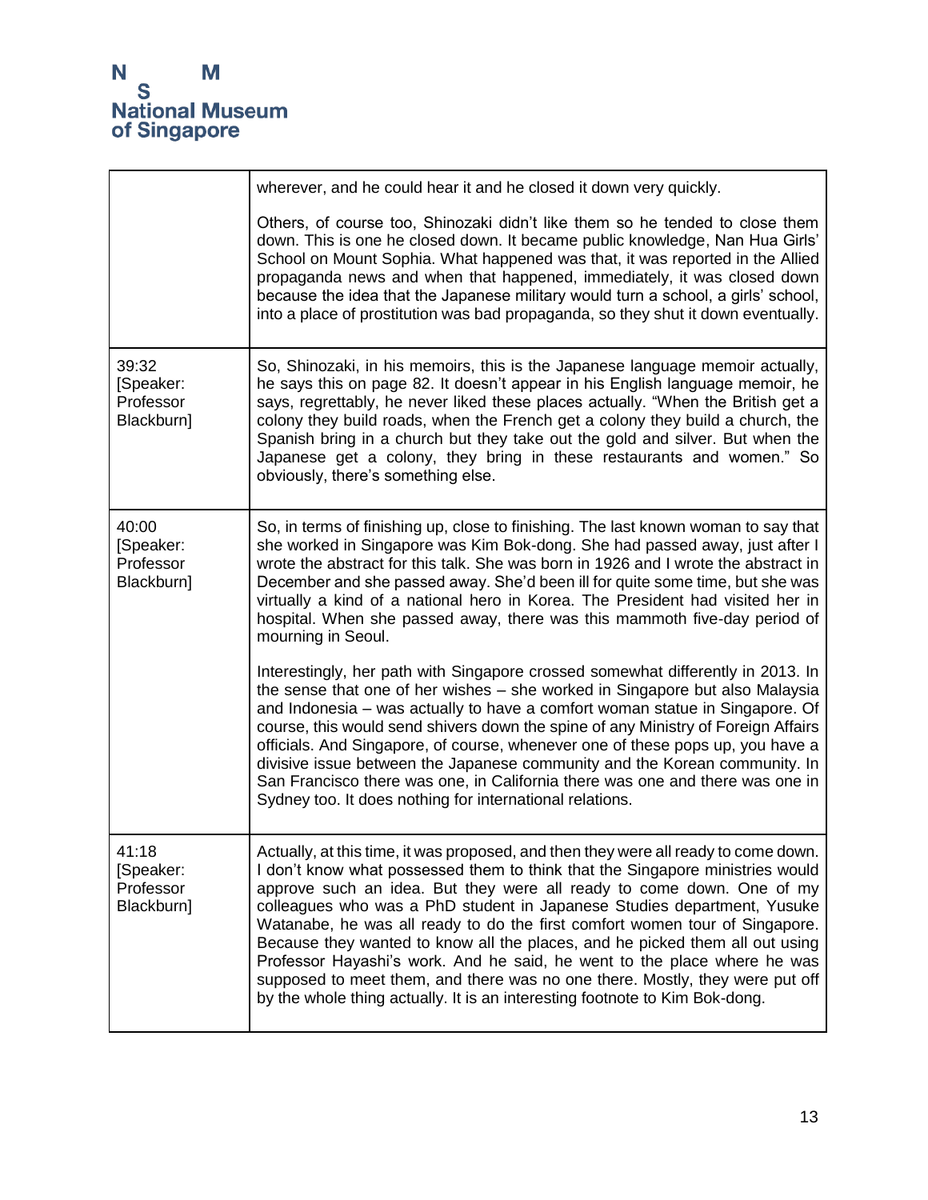| | |
|---|---|
| | wherever, and he could hear it and he closed it down very quickly.<br><br>Others, of course too, Shinozaki didn't like them so he tended to close them down. This is one he closed down. It became public knowledge, Nan Hua Girls' School on Mount Sophia. What happened was that, it was reported in the Allied propaganda news and when that happened, immediately, it was closed down because the idea that the Japanese military would turn a school, a girls' school, into a place of prostitution was bad propaganda, so they shut it down eventually. |
| 39:32 [Speaker: Professor Blackburn] | So, Shinozaki, in his memoirs, this is the Japanese language memoir actually, he says this on page 82. It doesn't appear in his English language memoir, he says, regrettably, he never liked these places actually. "When the British get a colony they build roads, when the French get a colony they build a church, the Spanish bring in a church but they take out the gold and silver. But when the Japanese get a colony, they bring in these restaurants and women." So obviously, there's something else. |
| 40:00 [Speaker: Professor Blackburn] | So, in terms of finishing up, close to finishing. The last known woman to say that she worked in Singapore was Kim Bok-dong. She had passed away, just after I wrote the abstract for this talk. She was born in 1926 and I wrote the abstract in December and she passed away. She'd been ill for quite some time, but she was virtually a kind of a national hero in Korea. The President had visited her in hospital. When she passed away, there was this mammoth five-day period of mourning in Seoul.<br><br>Interestingly, her path with Singapore crossed somewhat differently in 2013. In the sense that one of her wishes – she worked in Singapore but also Malaysia and Indonesia – was actually to have a comfort woman statue in Singapore. Of course, this would send shivers down the spine of any Ministry of Foreign Affairs officials. And Singapore, of course, whenever one of these pops up, you have a divisive issue between the Japanese community and the Korean community. In San Francisco there was one, in California there was one and there was one in Sydney too. It does nothing for international relations. |
| 41:18 [Speaker: Professor Blackburn] | Actually, at this time, it was proposed, and then they were all ready to come down. I don't know what possessed them to think that the Singapore ministries would approve such an idea. But they were all ready to come down. One of my colleagues who was a PhD student in Japanese Studies department, Yusuke Watanabe, he was all ready to do the first comfort women tour of Singapore. Because they wanted to know all the places, and he picked them all out using Professor Hayashi's work. And he said, he went to the place where he was supposed to meet them, and there was no one there. Mostly, they were put off by the whole thing actually. It is an interesting footnote to Kim Bok-dong. |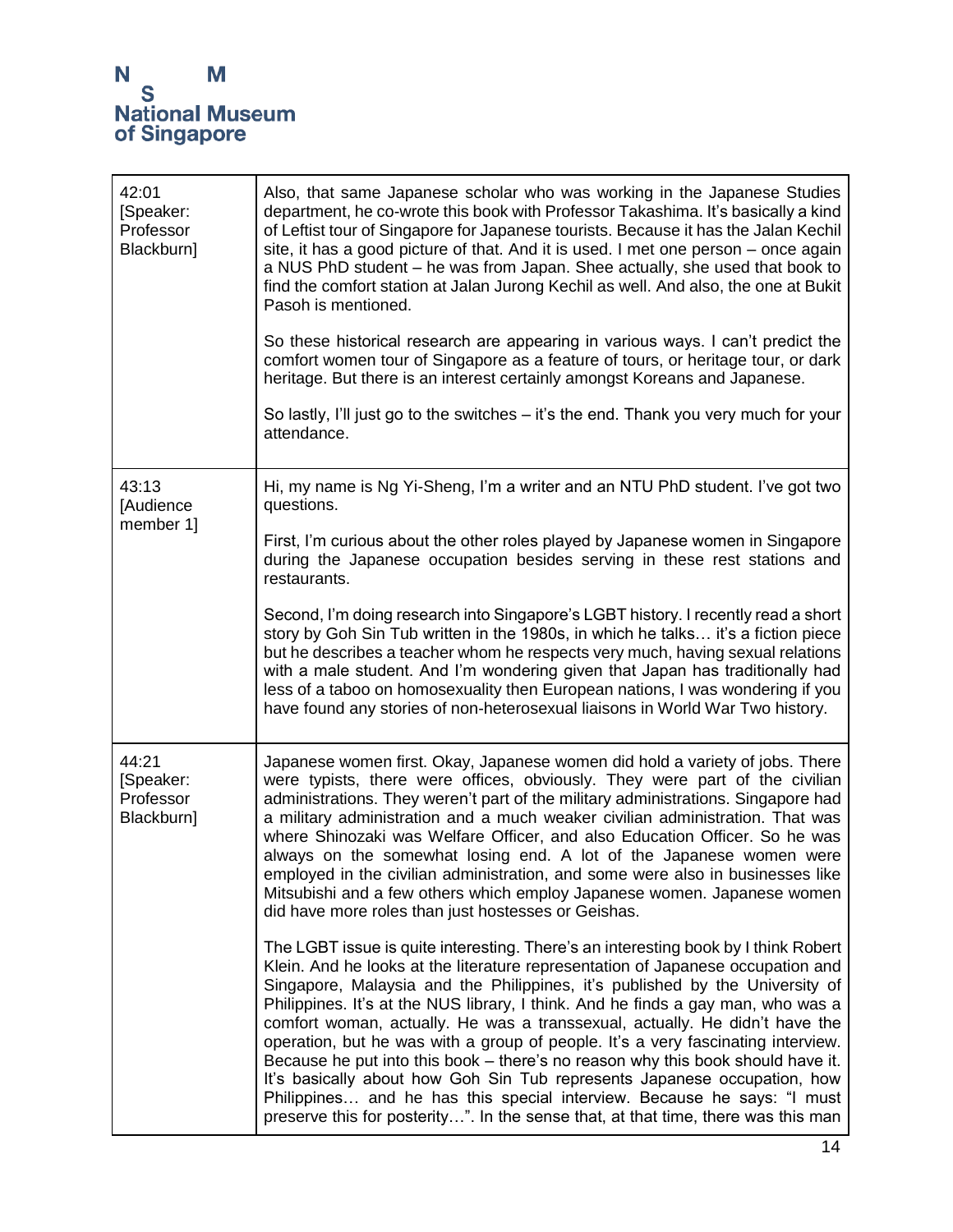| | |
|---|---|
| 42:01 [Speaker: Professor Blackburn] | Also, that same Japanese scholar who was working in the Japanese Studies department, he co-wrote this book with Professor Takashima. It's basically a kind of Leftist tour of Singapore for Japanese tourists. Because it has the Jalan Kechil site, it has a good picture of that. And it is used. I met one person – once again a NUS PhD student – he was from Japan. Shee actually, she used that book to find the comfort station at Jalan Jurong Kechil as well. And also, the one at Bukit Pasoh is mentioned.<br><br>So these historical research are appearing in various ways. I can't predict the comfort women tour of Singapore as a feature of tours, or heritage tour, or dark heritage. But there is an interest certainly amongst Koreans and Japanese.<br><br>So lastly, I'll just go to the switches – it's the end. Thank you very much for your attendance. |
| 43:13 [Audience member 1] | Hi, my name is Ng Yi-Sheng, I'm a writer and an NTU PhD student. I've got two questions.<br><br>First, I'm curious about the other roles played by Japanese women in Singapore during the Japanese occupation besides serving in these rest stations and restaurants.<br><br>Second, I'm doing research into Singapore's LGBT history. I recently read a short story by Goh Sin Tub written in the 1980s, in which he talks… it's a fiction piece but he describes a teacher whom he respects very much, having sexual relations with a male student. And I'm wondering given that Japan has traditionally had less of a taboo on homosexuality then European nations, I was wondering if you have found any stories of non-heterosexual liaisons in World War Two history. |
| 44:21 [Speaker: Professor Blackburn] | Japanese women first. Okay, Japanese women did hold a variety of jobs. There were typists, there were offices, obviously. They were part of the civilian administrations. They weren't part of the military administrations. Singapore had a military administration and a much weaker civilian administration. That was where Shinozaki was Welfare Officer, and also Education Officer. So he was always on the somewhat losing end. A lot of the Japanese women were employed in the civilian administration, and some were also in businesses like Mitsubishi and a few others which employ Japanese women. Japanese women did have more roles than just hostesses or Geishas.<br><br>The LGBT issue is quite interesting. There's an interesting book by I think Robert Klein. And he looks at the literature representation of Japanese occupation and Singapore, Malaysia and the Philippines, it's published by the University of Philippines. It's at the NUS library, I think. And he finds a gay man, who was a comfort woman, actually. He was a transsexual, actually. He didn't have the operation, but he was with a group of people. It's a very fascinating interview. Because he put into this book – there's no reason why this book should have it. It's basically about how Goh Sin Tub represents Japanese occupation, how Philippines… and he has this special interview. Because he says: "I must preserve this for posterity…". In the sense that, at that time, there was this man |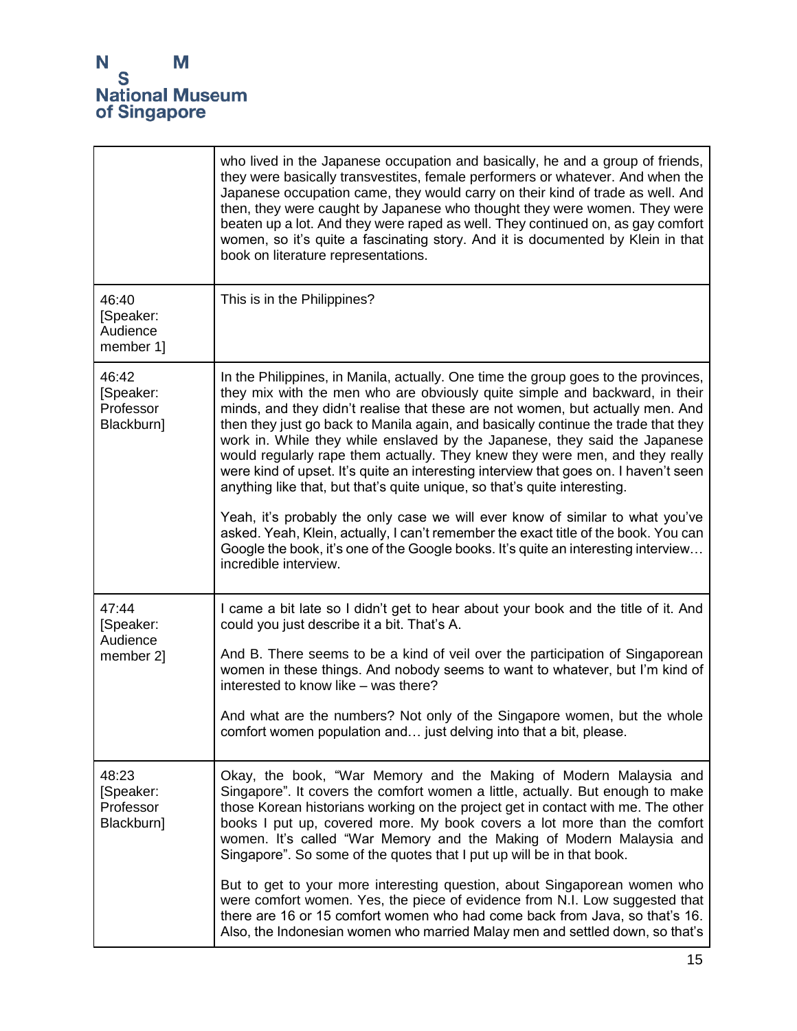| | |
|---|---|
| | who lived in the Japanese occupation and basically, he and a group of friends, they were basically transvestites, female performers or whatever. And when the Japanese occupation came, they would carry on their kind of trade as well. And then, they were caught by Japanese who thought they were women. They were beaten up a lot. And they were raped as well. They continued on, as gay comfort women, so it's quite a fascinating story. And it is documented by Klein in that book on literature representations. |
| 46:40 [Speaker: Audience member 1] | This is in the Philippines? |
| 46:42 [Speaker: Professor Blackburn] | In the Philippines, in Manila, actually. One time the group goes to the provinces, they mix with the men who are obviously quite simple and backward, in their minds, and they didn't realise that these are not women, but actually men. And then they just go back to Manila again, and basically continue the trade that they work in. While they while enslaved by the Japanese, they said the Japanese would regularly rape them actually. They knew they were men, and they really were kind of upset. It's quite an interesting interview that goes on. I haven't seen anything like that, but that's quite unique, so that's quite interesting.<br><br>Yeah, it's probably the only case we will ever know of similar to what you've asked. Yeah, Klein, actually, I can't remember the exact title of the book. You can Google the book, it's one of the Google books. It's quite an interesting interview… incredible interview. |
| 47:44 [Speaker: Audience member 2] | I came a bit late so I didn't get to hear about your book and the title of it. And could you just describe it a bit. That's A.<br><br>And B. There seems to be a kind of veil over the participation of Singaporean women in these things. And nobody seems to want to whatever, but I'm kind of interested to know like – was there?<br><br>And what are the numbers? Not only of the Singapore women, but the whole comfort women population and… just delving into that a bit, please. |
| 48:23 [Speaker: Professor Blackburn] | Okay, the book, "War Memory and the Making of Modern Malaysia and Singapore". It covers the comfort women a little, actually. But enough to make those Korean historians working on the project get in contact with me. The other books I put up, covered more. My book covers a lot more than the comfort women. It's called "War Memory and the Making of Modern Malaysia and Singapore". So some of the quotes that I put up will be in that book.<br><br>But to get to your more interesting question, about Singaporean women who were comfort women. Yes, the piece of evidence from N.I. Low suggested that there are 16 or 15 comfort women who had come back from Java, so that's 16. Also, the Indonesian women who married Malay men and settled down, so that's |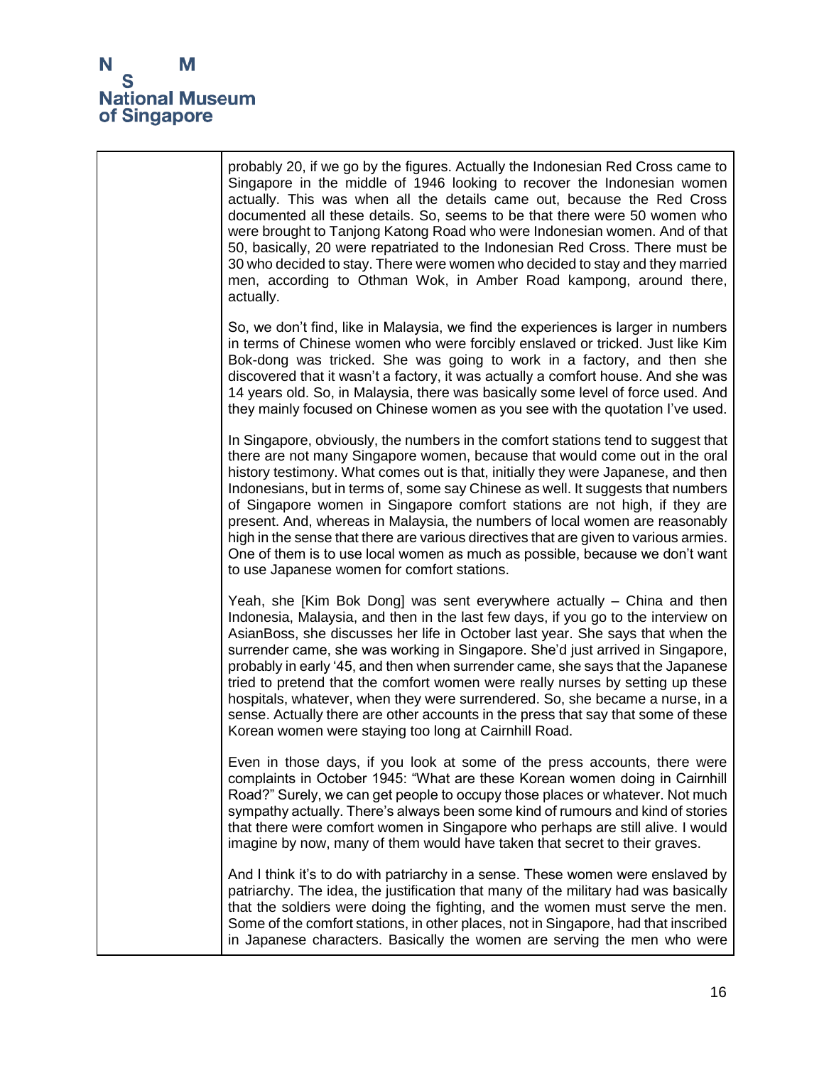| | probably 20, if we go by the figures. Actually the Indonesian Red Cross came to Singapore in the middle of 1946 looking to recover the Indonesian women actually. This was when all the details came out, because the Red Cross documented all these details. So, seems to be that there were 50 women who were brought to Tanjong Katong Road who were Indonesian women. And of that 50, basically, 20 were repatriated to the Indonesian Red Cross. There must be 30 who decided to stay. There were women who decided to stay and they married men, according to Othman Wok, in Amber Road kampong, around there, actually.<br><br>So, we don't find, like in Malaysia, we find the experiences is larger in numbers in terms of Chinese women who were forcibly enslaved or tricked. Just like Kim Bok-dong was tricked. She was going to work in a factory, and then she discovered that it wasn't a factory, it was actually a comfort house. And she was 14 years old. So, in Malaysia, there was basically some level of force used. And they mainly focused on Chinese women as you see with the quotation I've used.<br><br>In Singapore, obviously, the numbers in the comfort stations tend to suggest that there are not many Singapore women, because that would come out in the oral history testimony. What comes out is that, initially they were Japanese, and then Indonesians, but in terms of, some say Chinese as well. It suggests that numbers of Singapore women in Singapore comfort stations are not high, if they are present. And, whereas in Malaysia, the numbers of local women are reasonably high in the sense that there are various directives that are given to various armies. One of them is to use local women as much as possible, because we don't want to use Japanese women for comfort stations.<br><br>Yeah, she [Kim Bok Dong] was sent everywhere actually – China and then Indonesia, Malaysia, and then in the last few days, if you go to the interview on AsianBoss, she discusses her life in October last year. She says that when the surrender came, she was working in Singapore. She'd just arrived in Singapore, probably in early '45, and then when surrender came, she says that the Japanese tried to pretend that the comfort women were really nurses by setting up these hospitals, whatever, when they were surrendered. So, she became a nurse, in a sense. Actually there are other accounts in the press that say that some of these Korean women were staying too long at Cairnhill Road.<br><br>Even in those days, if you look at some of the press accounts, there were complaints in October 1945: "What are these Korean women doing in Cairnhill Road?" Surely, we can get people to occupy those places or whatever. Not much sympathy actually. There's always been some kind of rumours and kind of stories that there were comfort women in Singapore who perhaps are still alive. I would imagine by now, many of them would have taken that secret to their graves.<br><br>And I think it's to do with patriarchy in a sense. These women were enslaved by patriarchy. The idea, the justification that many of the military had was basically that the soldiers were doing the fighting, and the women must serve the men. Some of the comfort stations, in other places, not in Singapore, had that inscribed in Japanese characters. Basically the women are serving the men who were |
|---|---|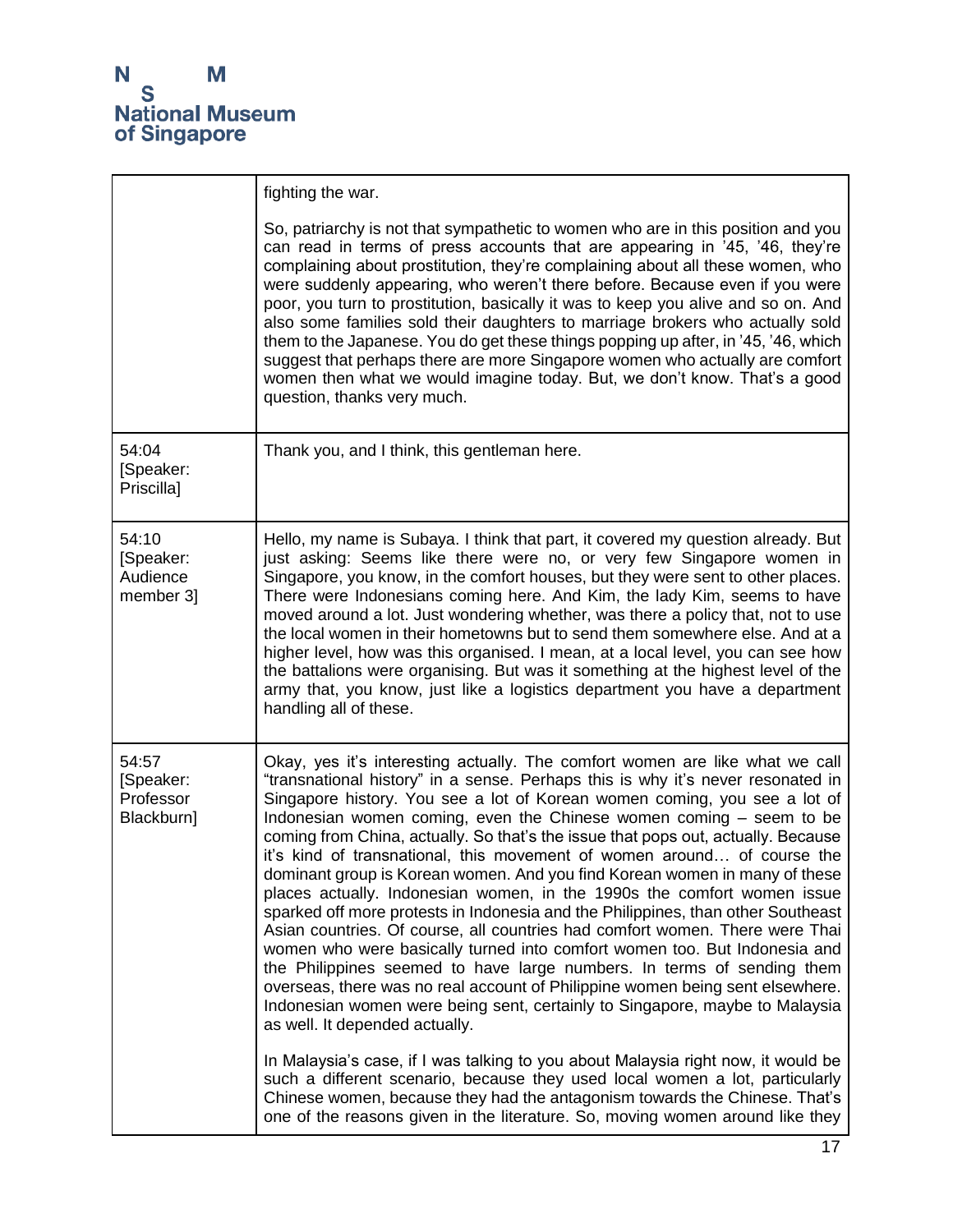| | |
|---|---|
| | fighting the war.<br><br>So, patriarchy is not that sympathetic to women who are in this position and you can read in terms of press accounts that are appearing in '45, '46, they're complaining about prostitution, they're complaining about all these women, who were suddenly appearing, who weren't there before. Because even if you were poor, you turn to prostitution, basically it was to keep you alive and so on. And also some families sold their daughters to marriage brokers who actually sold them to the Japanese. You do get these things popping up after, in '45, '46, which suggest that perhaps there are more Singapore women who actually are comfort women then what we would imagine today. But, we don't know. That's a good question, thanks very much. |
| 54:04 [Speaker: Priscilla] | Thank you, and I think, this gentleman here. |
| 54:10 [Speaker: Audience member 3] | Hello, my name is Subaya. I think that part, it covered my question already. But just asking: Seems like there were no, or very few Singapore women in Singapore, you know, in the comfort houses, but they were sent to other places. There were Indonesians coming here. And Kim, the lady Kim, seems to have moved around a lot. Just wondering whether, was there a policy that, not to use the local women in their hometowns but to send them somewhere else. And at a higher level, how was this organised. I mean, at a local level, you can see how the battalions were organising. But was it something at the highest level of the army that, you know, just like a logistics department you have a department handling all of these. |
| 54:57 [Speaker: Professor Blackburn] | Okay, yes it's interesting actually. The comfort women are like what we call "transnational history" in a sense. Perhaps this is why it's never resonated in Singapore history. You see a lot of Korean women coming, you see a lot of Indonesian women coming, even the Chinese women coming – seem to be coming from China, actually. So that's the issue that pops out, actually. Because it's kind of transnational, this movement of women around… of course the dominant group is Korean women. And you find Korean women in many of these places actually. Indonesian women, in the 1990s the comfort women issue sparked off more protests in Indonesia and the Philippines, than other Southeast Asian countries. Of course, all countries had comfort women. There were Thai women who were basically turned into comfort women too. But Indonesia and the Philippines seemed to have large numbers. In terms of sending them overseas, there was no real account of Philippine women being sent elsewhere. Indonesian women were being sent, certainly to Singapore, maybe to Malaysia as well. It depended actually.<br><br>In Malaysia's case, if I was talking to you about Malaysia right now, it would be such a different scenario, because they used local women a lot, particularly Chinese women, because they had the antagonism towards the Chinese. That's one of the reasons given in the literature. So, moving women around like they |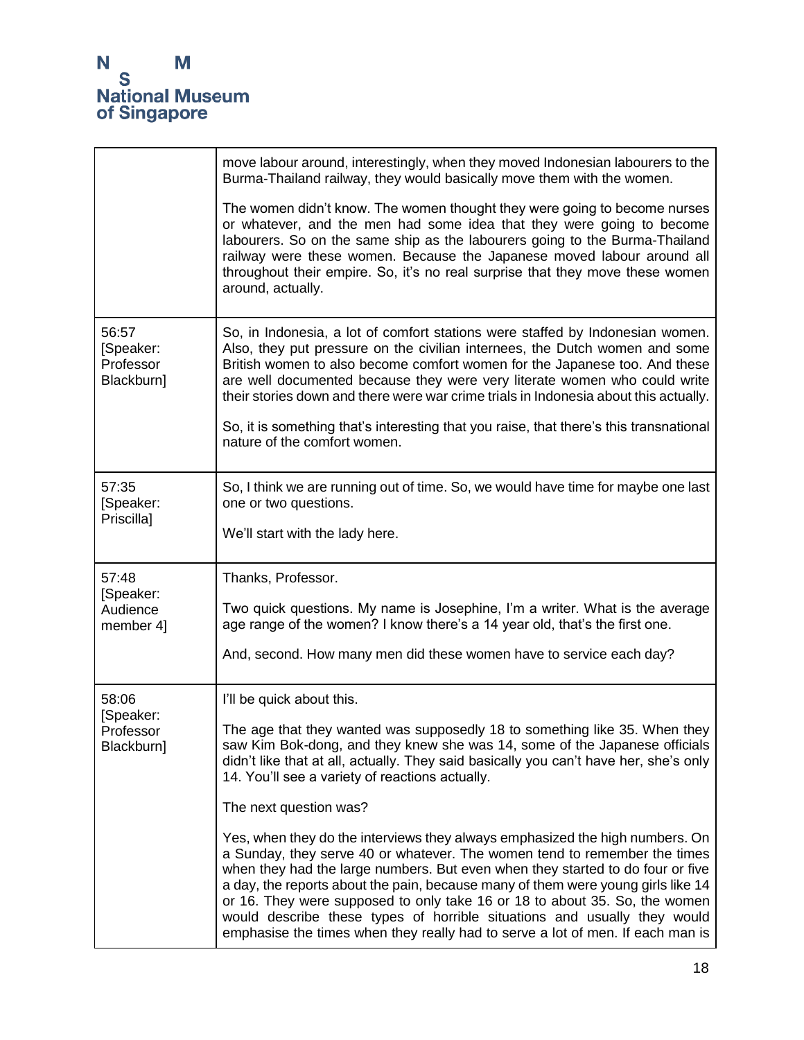| | |
|---|---|
| | move labour around, interestingly, when they moved Indonesian labourers to the Burma-Thailand railway, they would basically move them with the women.<br><br>The women didn't know. The women thought they were going to become nurses or whatever, and the men had some idea that they were going to become labourers. So on the same ship as the labourers going to the Burma-Thailand railway were these women. Because the Japanese moved labour around all throughout their empire. So, it's no real surprise that they move these women around, actually. |
| 56:57 [Speaker: Professor Blackburn] | So, in Indonesia, a lot of comfort stations were staffed by Indonesian women. Also, they put pressure on the civilian internees, the Dutch women and some British women to also become comfort women for the Japanese too. And these are well documented because they were very literate women who could write their stories down and there were war crime trials in Indonesia about this actually.<br><br>So, it is something that's interesting that you raise, that there's this transnational nature of the comfort women. |
| 57:35 [Speaker: Priscilla] | So, I think we are running out of time. So, we would have time for maybe one last one or two questions.<br><br>We'll start with the lady here. |
| 57:48 [Speaker: Audience member 4] | Thanks, Professor.<br><br>Two quick questions. My name is Josephine, I'm a writer. What is the average age range of the women? I know there's a 14 year old, that's the first one.<br><br>And, second. How many men did these women have to service each day? |
| 58:06 [Speaker: Professor Blackburn] | I'll be quick about this.<br><br>The age that they wanted was supposedly 18 to something like 35. When they saw Kim Bok-dong, and they knew she was 14, some of the Japanese officials didn't like that at all, actually. They said basically you can't have her, she's only 14. You'll see a variety of reactions actually.<br><br>The next question was?<br><br>Yes, when they do the interviews they always emphasized the high numbers. On a Sunday, they serve 40 or whatever. The women tend to remember the times when they had the large numbers. But even when they started to do four or five a day, the reports about the pain, because many of them were young girls like 14 or 16. They were supposed to only take 16 or 18 to about 35. So, the women would describe these types of horrible situations and usually they would emphasise the times when they really had to serve a lot of men. If each man is |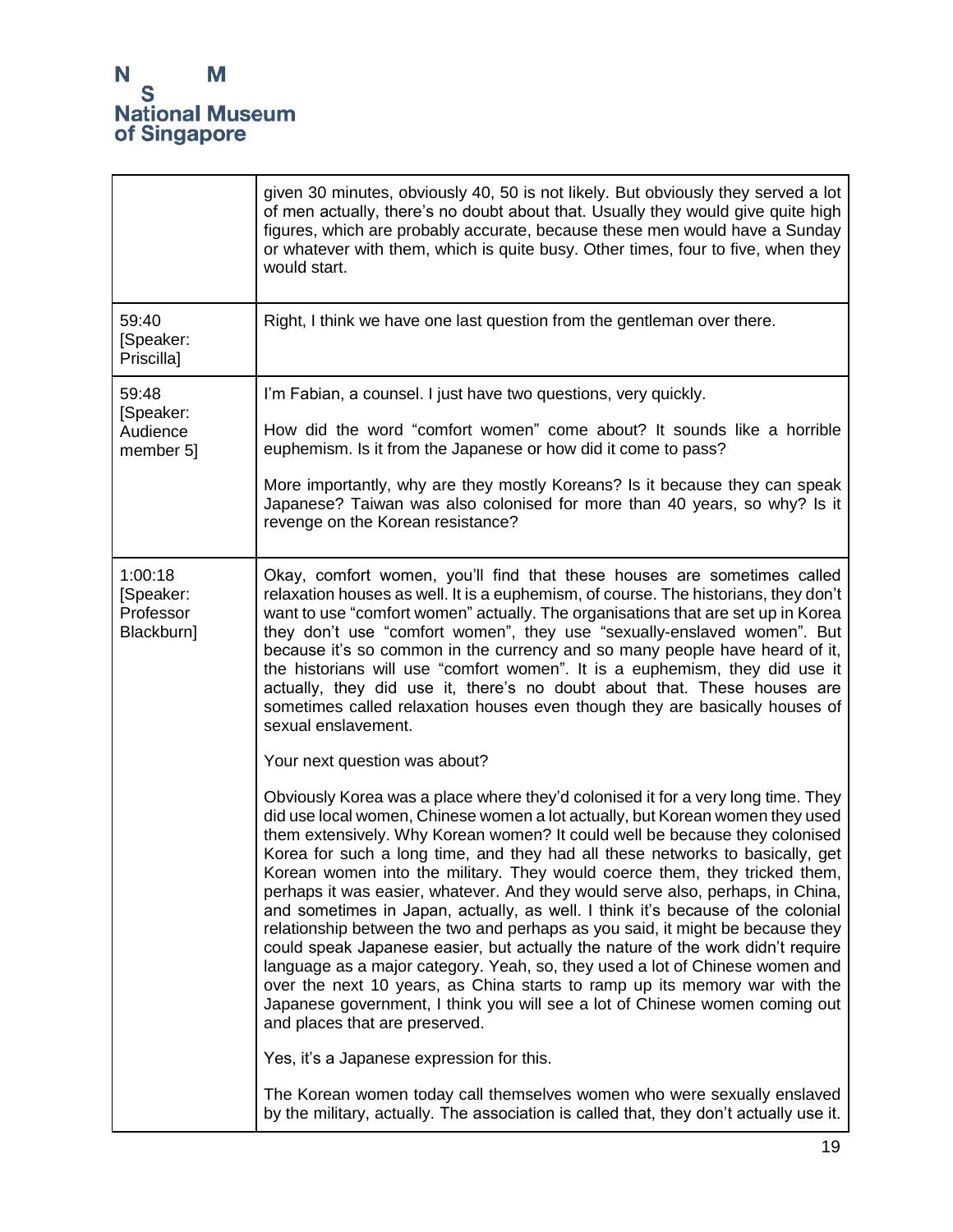| | |
|---|---|
| | given 30 minutes, obviously 40, 50 is not likely. But obviously they served a lot of men actually, there's no doubt about that. Usually they would give quite high figures, which are probably accurate, because these men would have a Sunday or whatever with them, which is quite busy. Other times, four to five, when they would start. |
| 59:40 [Speaker: Priscilla] | Right, I think we have one last question from the gentleman over there. |
| 59:48 [Speaker: Audience member 5] | I'm Fabian, a counsel. I just have two questions, very quickly.<br><br>How did the word "comfort women" come about? It sounds like a horrible euphemism. Is it from the Japanese or how did it come to pass?<br><br>More importantly, why are they mostly Koreans? Is it because they can speak Japanese? Taiwan was also colonised for more than 40 years, so why? Is it revenge on the Korean resistance? |
| 1:00:18 [Speaker: Professor Blackburn] | Okay, comfort women, you'll find that these houses are sometimes called relaxation houses as well. It is a euphemism, of course. The historians, they don't want to use "comfort women" actually. The organisations that are set up in Korea they don't use "comfort women", they use "sexually-enslaved women". But because it's so common in the currency and so many people have heard of it, the historians will use "comfort women". It is a euphemism, they did use it actually, they did use it, there's no doubt about that. These houses are sometimes called relaxation houses even though they are basically houses of sexual enslavement.<br><br>Your next question was about?<br><br>Obviously Korea was a place where they'd colonised it for a very long time. They did use local women, Chinese women a lot actually, but Korean women they used them extensively. Why Korean women? It could well be because they colonised Korea for such a long time, and they had all these networks to basically, get Korean women into the military. They would coerce them, they tricked them, perhaps it was easier, whatever. And they would serve also, perhaps, in China, and sometimes in Japan, actually, as well. I think it's because of the colonial relationship between the two and perhaps as you said, it might be because they could speak Japanese easier, but actually the nature of the work didn't require language as a major category. Yeah, so, they used a lot of Chinese women and over the next 10 years, as China starts to ramp up its memory war with the Japanese government, I think you will see a lot of Chinese women coming out and places that are preserved.<br><br>Yes, it's a Japanese expression for this.<br><br>The Korean women today call themselves women who were sexually enslaved by the military, actually. The association is called that, they don't actually use it. |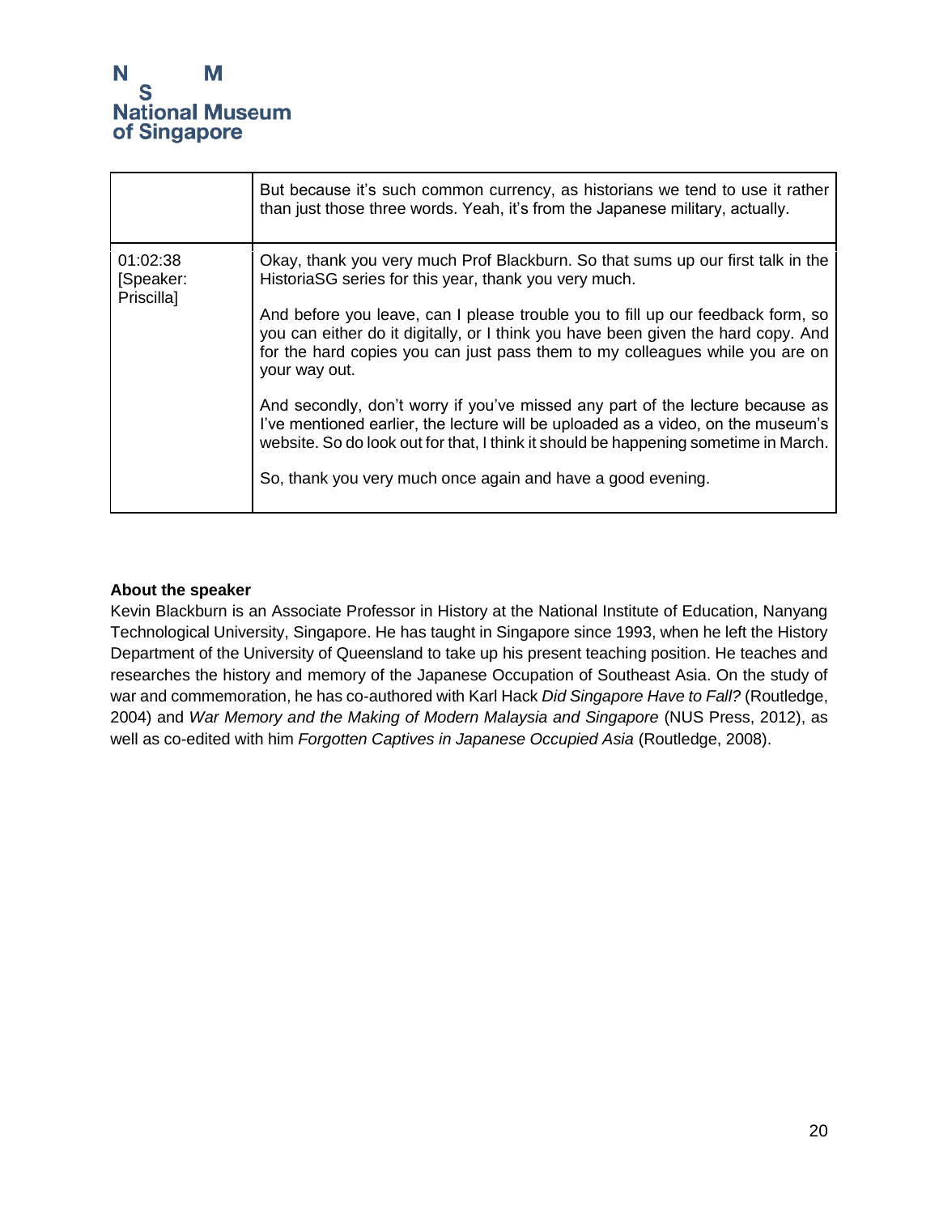| | |
|---|---|
| | But because it's such common currency, as historians we tend to use it rather than just those three words. Yeah, it's from the Japanese military, actually. |
| 01:02:38 [Speaker: Priscilla] | Okay, thank you very much Prof Blackburn. So that sums up our first talk in the HistoriaSG series for this year, thank you very much.<br><br>And before you leave, can I please trouble you to fill up our feedback form, so you can either do it digitally, or I think you have been given the hard copy. And for the hard copies you can just pass them to my colleagues while you are on your way out.<br><br>And secondly, don't worry if you've missed any part of the lecture because as I've mentioned earlier, the lecture will be uploaded as a video, on the museum's website. So do look out for that, I think it should be happening sometime in March.<br><br>So, thank you very much once again and have a good evening. |

**About the speaker**

Kevin Blackburn is an Associate Professor in History at the National Institute of Education, Nanyang Technological University, Singapore. He has taught in Singapore since 1993, when he left the History Department of the University of Queensland to take up his present teaching position. He teaches and researches the history and memory of the Japanese Occupation of Southeast Asia. On the study of war and commemoration, he has co-authored with Karl Hack *Did Singapore Have to Fall?* (Routledge, 2004) and *War Memory and the Making of Modern Malaysia and Singapore* (NUS Press, 2012), as well as co-edited with him *Forgotten Captives in Japanese Occupied Asia* (Routledge, 2008).